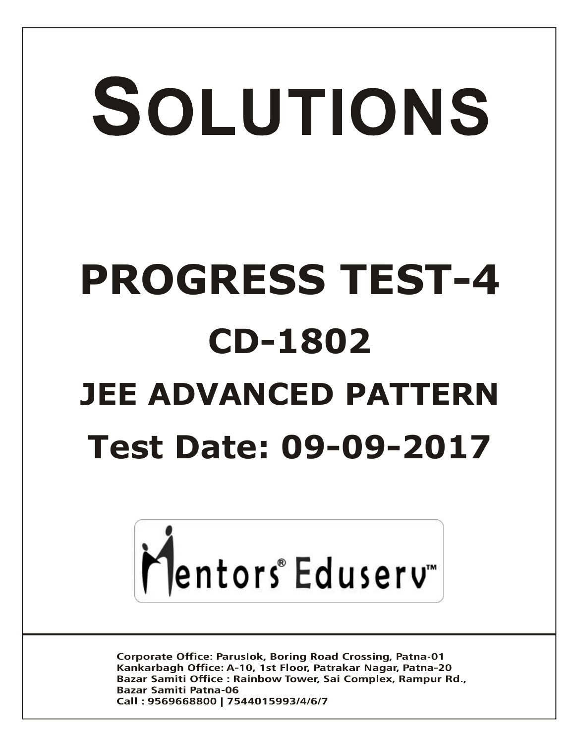# SOLUTIONS

# PROGRESS TEST-4

## CD-1802

## JEE ADVANCED PATTERN

## Test Date: 09-09-2017

Mentors® Eduserv™

Corporate Office: Paruslok, Boring Road Crossing, Patna-01
Kankarbagh Office: A-10, 1st Floor, Patrakar Nagar, Patna-20
Bazar Samiti Office : Rainbow Tower, Sai Complex, Rampur Rd., Bazar Samiti Patna-06
Call : 9569668800 | 7544015993/4/6/7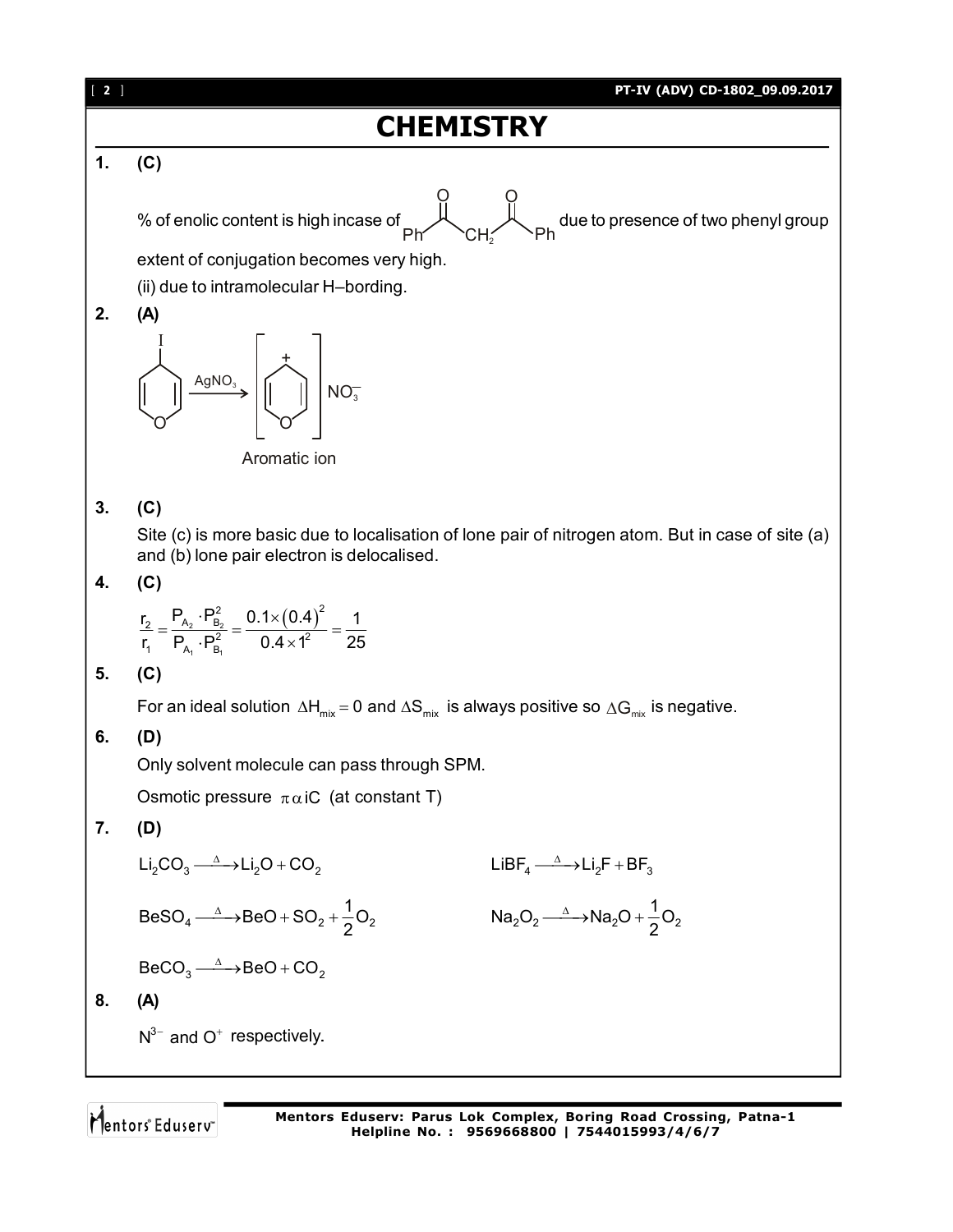# CHEMISTRY

**1. (C)**

% of enolic content is high incase of Ph–CO–$CH_2$–CO–Ph due to presence of two phenyl group extent of conjugation becomes very high.

(ii) due to intramolecular H–bording.

**2. (A)**

4-iodo-4H-pyran $\xrightarrow{AgNO_3}$ [pyrylium cation]$NO_3^-$

Aromatic ion

**3. (C)**

Site (c) is more basic due to localisation of lone pair of nitrogen atom. But in case of site (a) and (b) lone pair electron is delocalised.

**4. (C)**

$$\frac{r_2}{r_1} = \frac{P_{A_2} \cdot P_{B_2}^2}{P_{A_1} \cdot P_{B_1}^2} = \frac{0.1 \times (0.4)^2}{0.4 \times 1^2} = \frac{1}{25}$$

**5. (C)**

For an ideal solution $\Delta H_{mix} = 0$ and $\Delta S_{mix}$ is always positive so $\Delta G_{mix}$ is negative.

**6. (D)**

Only solvent molecule can pass through SPM.

Osmotic pressure $\pi \alpha iC$ (at constant T)

**7. (D)**

$$Li_2CO_3 \xrightarrow{\Delta} Li_2O + CO_2$$

$$LiBF_4 \xrightarrow{\Delta} Li_2F + BF_3$$

$$BeSO_4 \xrightarrow{\Delta} BeO + SO_2 + \frac{1}{2}O_2$$

$$Na_2O_2 \xrightarrow{\Delta} Na_2O + \frac{1}{2}O_2$$

$$BeCO_3 \xrightarrow{\Delta} BeO + CO_2$$

**8. (A)**

$N^{3-}$ and $O^+$ respectively.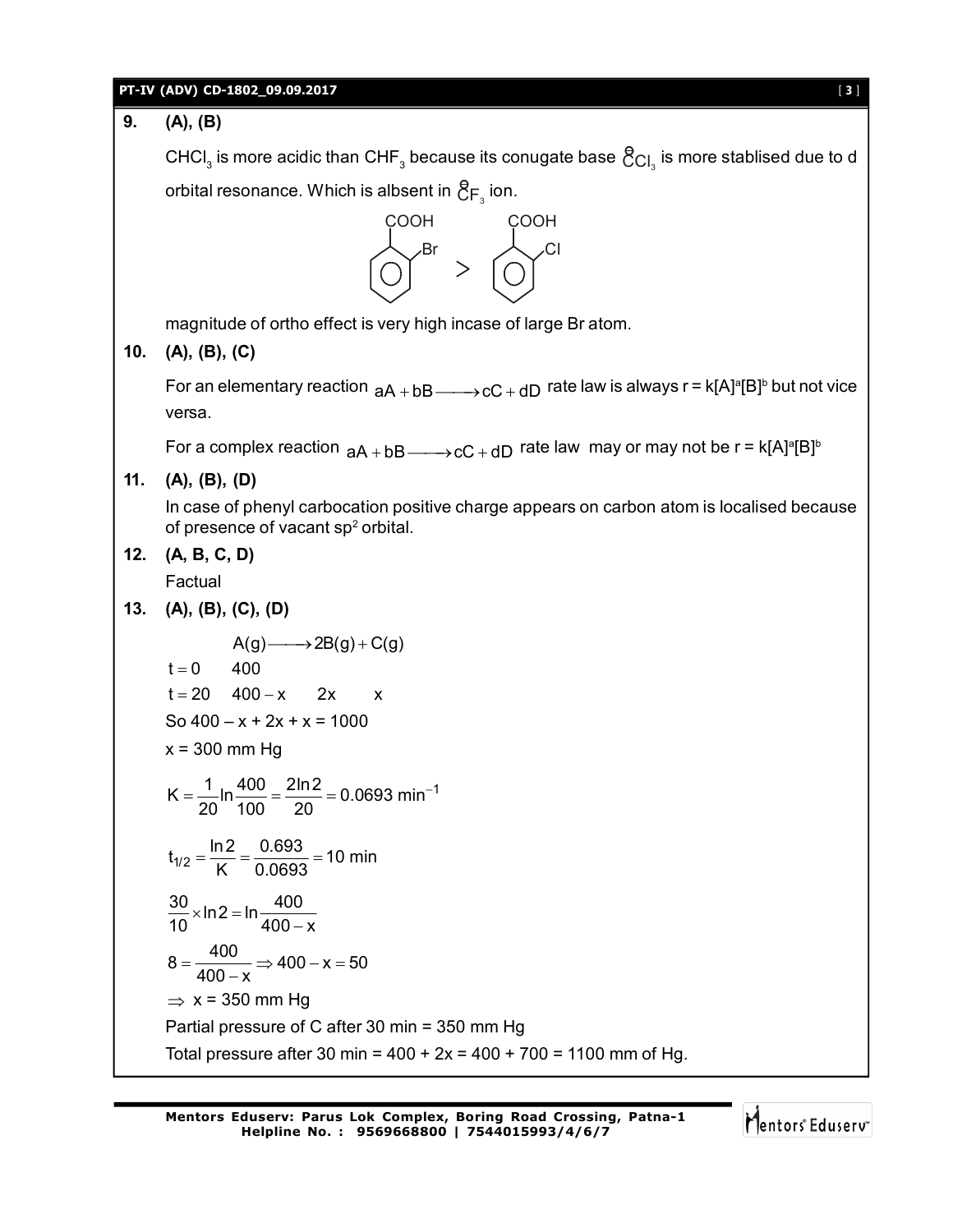**9. (A), (B)**

$CHCl_3$ is more acidic than $CHF_3$ because its conugate base $\overset{\ominus}{C}Cl_3$ is more stablised due to d orbital resonance. Which is albsent in $\overset{\ominus}{C}F_3$ ion.

(o-bromobenzoic acid, COOH with Br at ortho) > (o-chlorobenzoic acid, COOH with Cl at ortho)

magnitude of ortho effect is very high incase of large Br atom.

**10. (A), (B), (C)**

For an elementary reaction $aA + bB \longrightarrow cC + dD$ rate law is always $r = k[A]^a[B]^b$ but not vice versa.

For a complex reaction $aA + bB \longrightarrow cC + dD$ rate law may or may not be $r = k[A]^a[B]^b$

**11. (A), (B), (D)**

In case of phenyl carbocation positive charge appears on carbon atom is localised because of presence of vacant $sp^2$ orbital.

**12. (A, B, C, D)**

Factual

**13. (A), (B), (C), (D)**

$$A(g) \longrightarrow 2B(g) + C(g)$$

$t = 0 \quad 400$

$t = 20 \quad 400 - x \quad 2x \quad x$

So $400 - x + 2x + x = 1000$

$x = 300$ mm Hg

$$K = \frac{1}{20}\ln\frac{400}{100} = \frac{2\ln 2}{20} = 0.0693 \text{ min}^{-1}$$

$$t_{1/2} = \frac{\ln 2}{K} = \frac{0.693}{0.0693} = 10 \text{ min}$$

$$\frac{30}{10} \times \ln 2 = \ln\frac{400}{400 - x}$$

$$8 = \frac{400}{400 - x} \Rightarrow 400 - x = 50$$

$\Rightarrow$ x = 350 mm Hg

Partial pressure of C after 30 min = 350 mm Hg

Total pressure after 30 min = 400 + 2x = 400 + 700 = 1100 mm of Hg.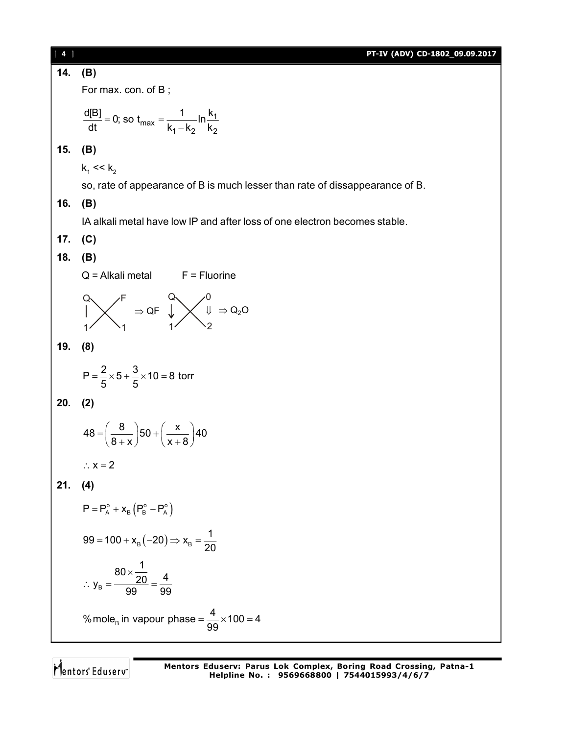**14. (B)**

For max. con. of B ;

$$\frac{d[B]}{dt} = 0; \text{ so } t_{max} = \frac{1}{k_1 - k_2} \ln \frac{k_1}{k_2}$$

**15. (B)**

$k_1 << k_2$

so, rate of appearance of B is much lesser than rate of dissappearance of B.

**16. (B)**

IA alkali metal have low IP and after loss of one electron becomes stable.

**17. (C)**

**18. (B)**

Q = Alkali metal  F = Fluorine

$$\begin{matrix} Q & & F \\ 1 & \times & 1 \end{matrix} \Rightarrow QF \qquad \begin{matrix} Q & & 0 \\ 1 & \times & 2 \end{matrix} \Rightarrow Q_2O$$

**19. (8)**

$$P = \frac{2}{5} \times 5 + \frac{3}{5} \times 10 = 8 \text{ torr}$$

**20. (2)**

$$48 = \left(\frac{8}{8+x}\right)50 + \left(\frac{x}{x+8}\right)40$$

$$\therefore x = 2$$

**21. (4)**

$$P = P_A^o + x_B\left(P_B^o - P_A^o\right)$$

$$99 = 100 + x_B(-20) \Rightarrow x_B = \frac{1}{20}$$

$$\therefore y_B = \frac{80 \times \frac{1}{20}}{99} = \frac{4}{99}$$

$$\% \text{mole}_B \text{ in vapour phase} = \frac{4}{99} \times 100 = 4$$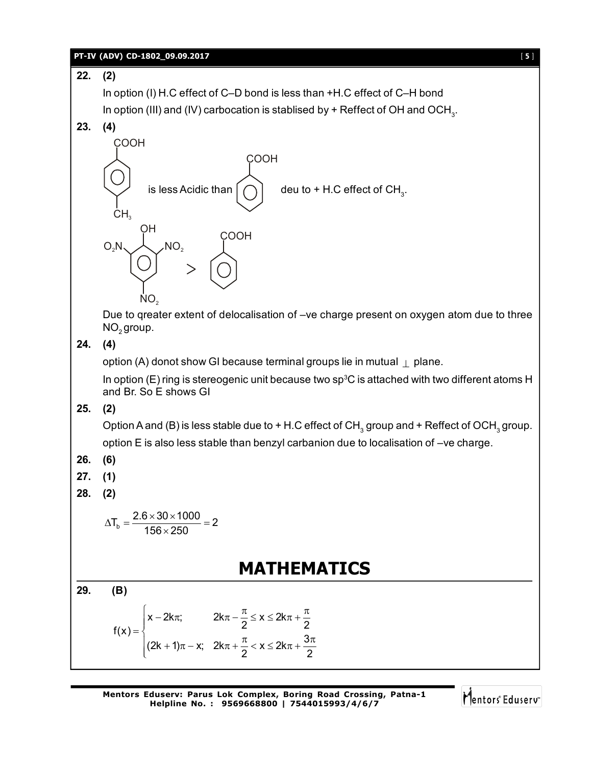**22. (2)**

In option (I) H.C effect of C–D bond is less than +H.C effect of C–H bond

In option (III) and (IV) carbocation is stablised by + Reffect of OH and $OCH_3$.

**23. (4)**

p-Toluic acid (COOH with $CH_3$ at para position) is less Acidic than benzoic acid (COOH on benzene) deu to + H.C effect of $CH_3$.

2,4,6-Trinitrophenol (OH with $O_2N$, $NO_2$, $NO_2$) $>$ benzoic acid (COOH on benzene)

Due to qreater extent of delocalisation of –ve charge present on oxygen atom due to three $NO_2$ group.

**24. (4)**

option (A) donot show GI because terminal groups lie in mutual $\perp$ plane.

In option (E) ring is stereogenic unit because two $sp^3$C is attached with two different atoms H and Br. So E shows GI

**25. (2)**

Option A and (B) is less stable due to + H.C effect of $CH_3$ group and + Reffect of $OCH_3$ group.

option E is also less stable than benzyl carbanion due to localisation of –ve charge.

**26. (6)**

**27. (1)**

**28. (2)**

$$\Delta T_b = \frac{2.6 \times 30 \times 1000}{156 \times 250} = 2$$

# MATHEMATICS

**29. (B)**

$$f(x) = \begin{cases} x - 2k\pi; & 2k\pi - \dfrac{\pi}{2} \le x \le 2k\pi + \dfrac{\pi}{2} \\ (2k+1)\pi - x; & 2k\pi + \dfrac{\pi}{2} < x \le 2k\pi + \dfrac{3\pi}{2} \end{cases}$$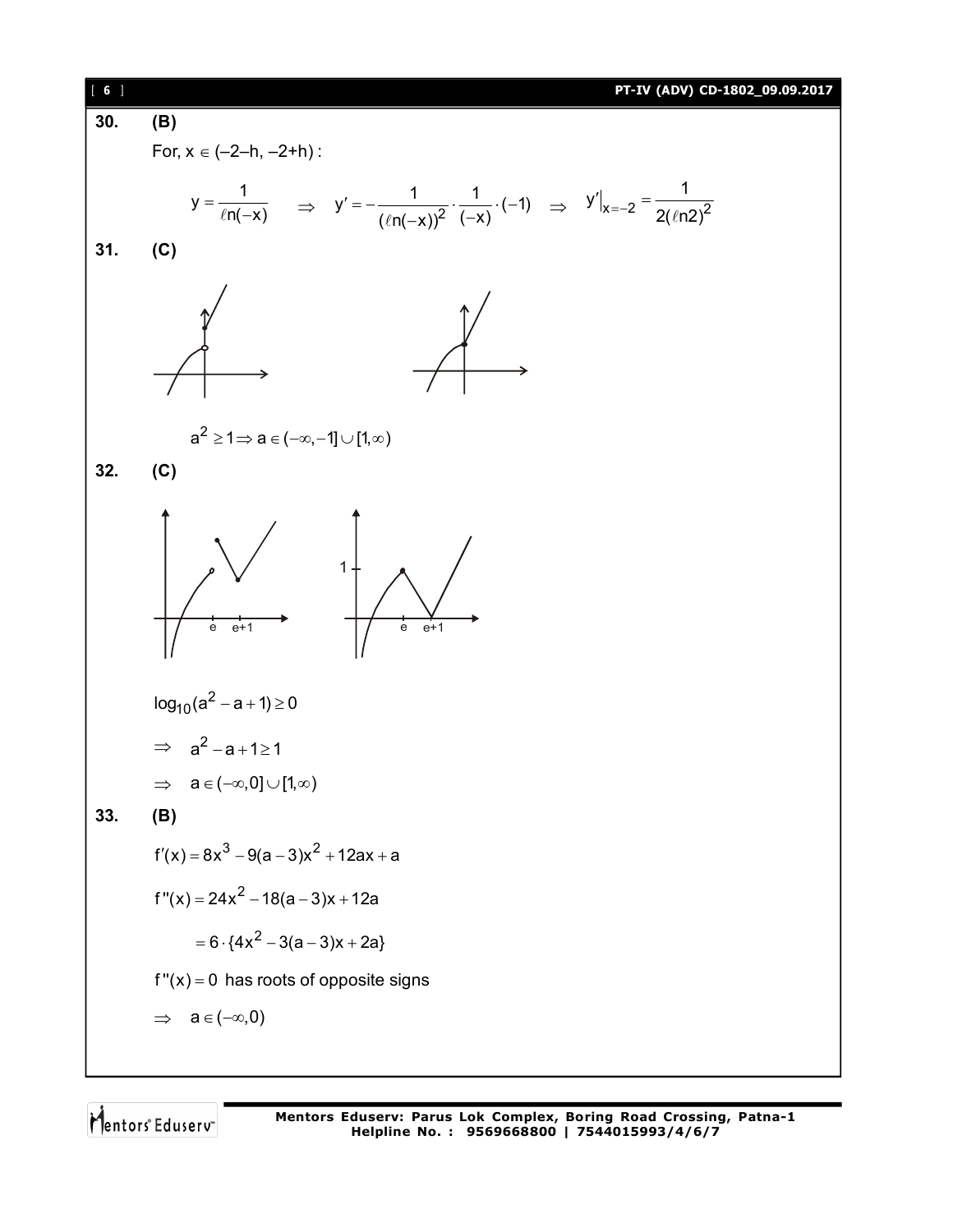**30.** **(B)**

For, $x \in (-2-h, -2+h)$ :

$$y = \frac{1}{\ell n(-x)} \quad \Rightarrow \quad y' = -\frac{1}{(\ell n(-x))^2} \cdot \frac{1}{(-x)} \cdot (-1) \quad \Rightarrow \quad y'\big|_{x=-2} = \frac{1}{2(\ell n 2)^2}$$

**31.** **(C)**

$$a^2 \geq 1 \Rightarrow a \in (-\infty, -1] \cup [1, \infty)$$

**32.** **(C)**

$$\log_{10}(a^2 - a + 1) \geq 0$$

$$\Rightarrow \quad a^2 - a + 1 \geq 1$$

$$\Rightarrow \quad a \in (-\infty, 0] \cup [1, \infty)$$

**33.** **(B)**

$$f'(x) = 8x^3 - 9(a-3)x^2 + 12ax + a$$

$$f''(x) = 24x^2 - 18(a-3)x + 12a$$

$$= 6 \cdot \{4x^2 - 3(a-3)x + 2a\}$$

$f''(x) = 0$ has roots of opposite signs

$$\Rightarrow \quad a \in (-\infty, 0)$$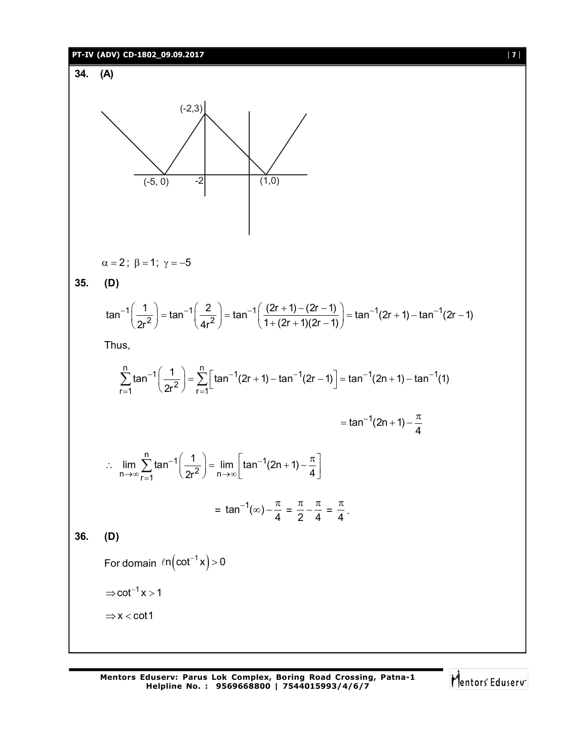**34. (A)**

$\alpha = 2$; $\beta = 1$; $\gamma = -5$

**35. (D)**

$$\tan^{-1}\left(\frac{1}{2r^2}\right) = \tan^{-1}\left(\frac{2}{4r^2}\right) = \tan^{-1}\left(\frac{(2r+1)-(2r-1)}{1+(2r+1)(2r-1)}\right) = \tan^{-1}(2r+1) - \tan^{-1}(2r-1)$$

Thus,

$$\sum_{r=1}^{n}\tan^{-1}\left(\frac{1}{2r^2}\right) = \sum_{r=1}^{n}\left[\tan^{-1}(2r+1) - \tan^{-1}(2r-1)\right] = \tan^{-1}(2n+1) - \tan^{-1}(1)$$

$$= \tan^{-1}(2n+1) - \frac{\pi}{4}$$

$$\therefore \lim_{n\to\infty}\sum_{r=1}^{n}\tan^{-1}\left(\frac{1}{2r^2}\right) = \lim_{n\to\infty}\left[\tan^{-1}(2n+1) - \frac{\pi}{4}\right]$$

$$= \tan^{-1}(\infty) - \frac{\pi}{4} = \frac{\pi}{2} - \frac{\pi}{4} = \frac{\pi}{4}.$$

**36. (D)**

For domain $\ell n\left(\cot^{-1}x\right) > 0$

$\Rightarrow \cot^{-1}x > 1$

$\Rightarrow x < \cot 1$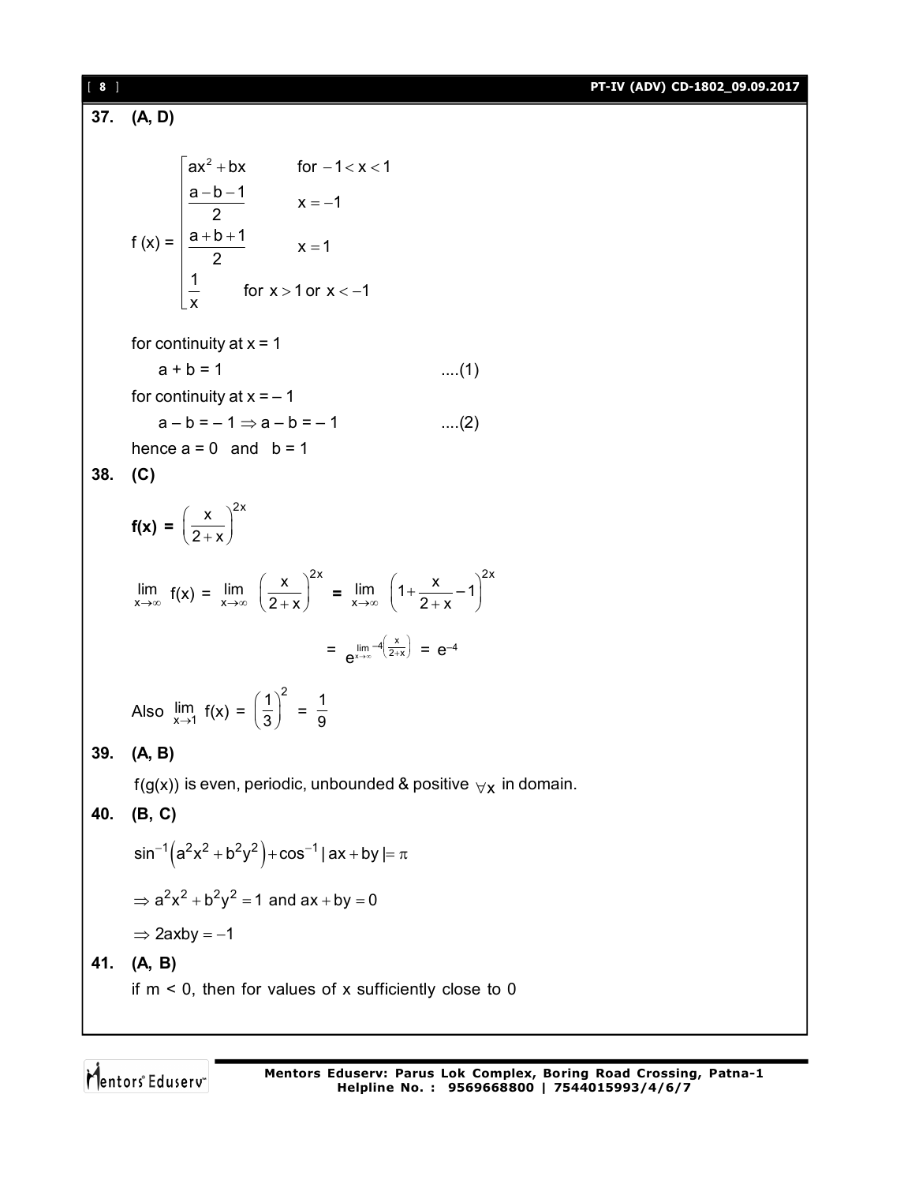**37. (A, D)**

$$f(x) = \begin{cases} ax^2 + bx & \text{for } -1 < x < 1 \\ \dfrac{a-b-1}{2} & x = -1 \\ \dfrac{a+b+1}{2} & x = 1 \\ \dfrac{1}{x} & \text{for } x > 1 \text{ or } x < -1 \end{cases}$$

for continuity at x = 1

$a + b = 1$ ....(1)

for continuity at x = – 1

$a - b = -1 \Rightarrow a - b = -1$ ....(2)

hence $a = 0$ and $b = 1$

**38. (C)**

$\mathbf{f(x)} = \left(\dfrac{x}{2+x}\right)^{2x}$

$$\lim_{x\to\infty} f(x) = \lim_{x\to\infty} \left(\frac{x}{2+x}\right)^{2x} = \lim_{x\to\infty} \left(1 + \frac{x}{2+x} - 1\right)^{2x}$$

$$= e^{\lim_{x\to\infty} -4\left(\frac{x}{2+x}\right)} = e^{-4}$$

Also $\lim_{x\to 1} f(x) = \left(\dfrac{1}{3}\right)^2 = \dfrac{1}{9}$

**39. (A, B)**

$f(g(x))$ is even, periodic, unbounded & positive $\forall x$ in domain.

**40. (B, C)**

$$\sin^{-1}\left(a^2x^2 + b^2y^2\right) + \cos^{-1}|ax + by| = \pi$$

$$\Rightarrow a^2x^2 + b^2y^2 = 1 \text{ and } ax + by = 0$$

$$\Rightarrow 2axby = -1$$

**41. (A, B)**

if m < 0, then for values of x sufficiently close to 0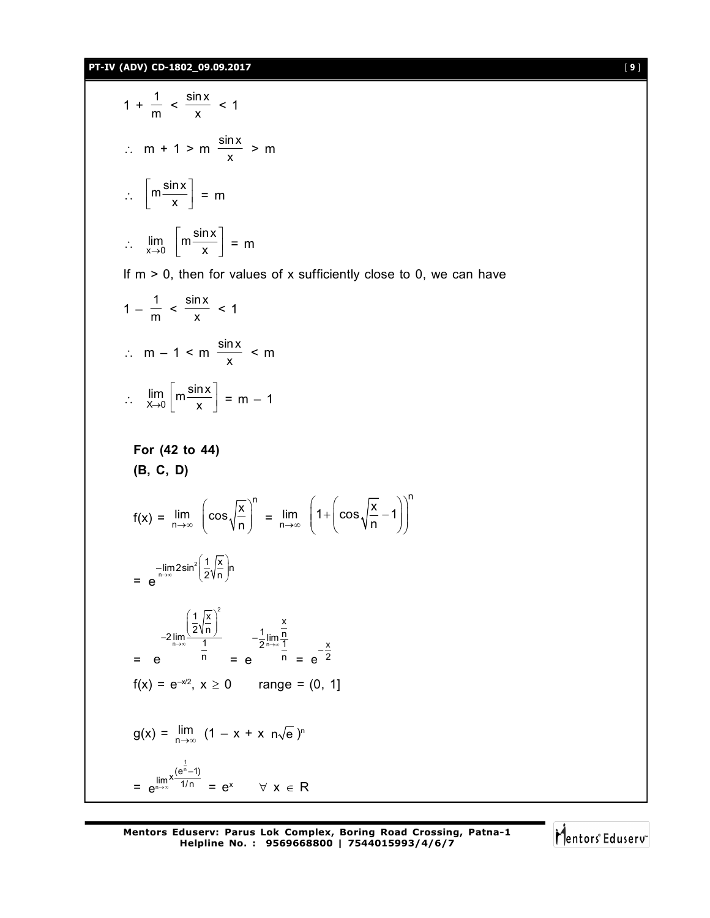$$1 + \frac{1}{m} < \frac{\sin x}{x} < 1$$

$$\therefore \quad m + 1 > m\,\frac{\sin x}{x} > m$$

$$\therefore \quad \left[m\frac{\sin x}{x}\right] = m$$

$$\therefore \quad \lim_{x \to 0} \left[m\frac{\sin x}{x}\right] = m$$

If m > 0, then for values of x sufficiently close to 0, we can have

$$1 - \frac{1}{m} < \frac{\sin x}{x} < 1$$

$$\therefore \quad m - 1 < m\,\frac{\sin x}{x} < m$$

$$\therefore \quad \lim_{X \to 0} \left[m\frac{\sin x}{x}\right] = m - 1$$

**For (42 to 44)**

**(B, C, D)**

$$f(x) = \lim_{n \to \infty} \left(\cos\sqrt{\frac{x}{n}}\right)^n = \lim_{n \to \infty} \left(1 + \left(\cos\sqrt{\frac{x}{n}} - 1\right)\right)^n$$

$$= e^{-\lim_{n \to \infty} 2\sin^2\left(\frac{1}{2}\sqrt{\frac{x}{n}}\right)n}$$

$$= e^{-2\lim_{n \to \infty} \frac{\left(\frac{1}{2}\sqrt{\frac{x}{n}}\right)^2}{\frac{1}{n}}} = e^{-\frac{1}{2}\lim_{n \to \infty} \frac{\frac{x}{n}}{\frac{1}{n}}} = e^{-\frac{x}{2}}$$

$f(x) = e^{-x/2},\ x \geq 0 \qquad$ range = (0, 1]

$$g(x) = \lim_{n \to \infty} \left(1 - x + x\sqrt[n]{e}\right)^n$$

$$= e^{\lim_{n \to \infty} x\frac{\left(e^{\frac{1}{n}} - 1\right)}{1/n}} = e^x \qquad \forall\ x \in R$$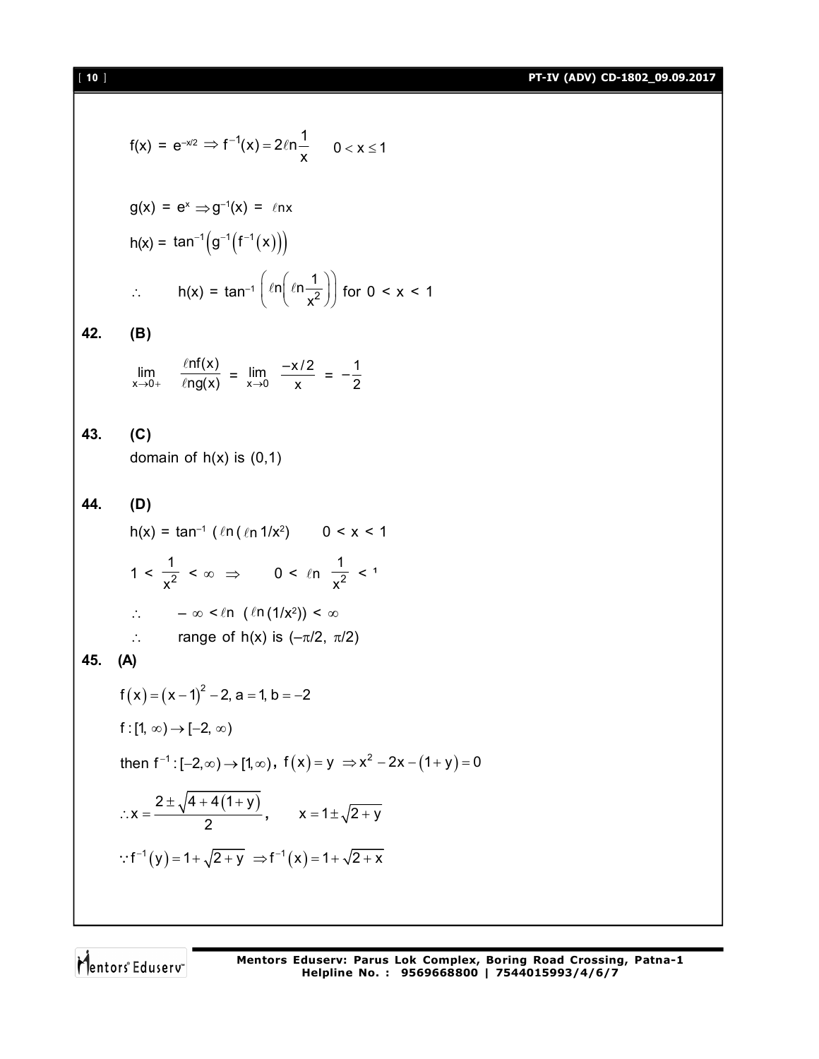$$f(x) = e^{-x/2} \Rightarrow f^{-1}(x) = 2\ell n\frac{1}{x} \quad 0 < x \le 1$$

$$g(x) = e^{x} \Rightarrow g^{-1}(x) = \ell nx$$

$$h(x) = \tan^{-1}\left(g^{-1}\left(f^{-1}(x)\right)\right)$$

$$\therefore \quad h(x) = \tan^{-1}\left(\ell n\left(\ell n\frac{1}{x^2}\right)\right) \text{ for } 0 < x < 1$$

**42. (B)**

$$\lim_{x\to 0+} \frac{\ell nf(x)}{\ell ng(x)} = \lim_{x\to 0} \frac{-x/2}{x} = -\frac{1}{2}$$

**43. (C)**

domain of $h(x)$ is $(0,1)$

**44. (D)**

$h(x) = \tan^{-1}(\ell n(\ell n\, 1/x^2) \quad 0 < x < 1$

$$1 < \frac{1}{x^2} < \infty \Rightarrow \quad 0 < \ell n\ \frac{1}{x^2} < \infty$$

$\therefore \quad -\infty < \ell n\ (\ell n(1/x^2)) < \infty$

$\therefore \quad$ range of $h(x)$ is $(-\pi/2,\ \pi/2)$

**45. (A)**

$$f(x) = (x-1)^2 - 2, a = 1, b = -2$$

$$f : [1, \infty) \to [-2, \infty)$$

then $f^{-1} : [-2,\infty) \to [1,\infty)$, $f(x) = y \Rightarrow x^2 - 2x - (1+y) = 0$

$$\therefore x = \frac{2 \pm \sqrt{4 + 4(1+y)}}{2}, \qquad x = 1 \pm \sqrt{2+y}$$

$$\because f^{-1}(y) = 1 + \sqrt{2+y} \Rightarrow f^{-1}(x) = 1 + \sqrt{2+x}$$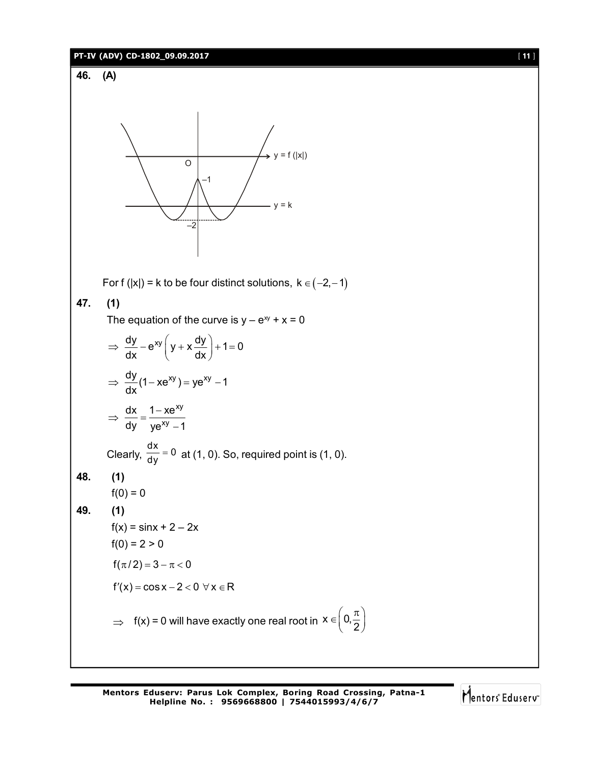**46. (A)**

For f (|x|) = k to be four distinct solutions, $k \in (-2, -1)$

**47. (1)**

The equation of the curve is $y - e^{xy} + x = 0$

$$\Rightarrow \frac{dy}{dx} - e^{xy}\left(y + x\frac{dy}{dx}\right) + 1 = 0$$

$$\Rightarrow \frac{dy}{dx}(1 - xe^{xy}) = ye^{xy} - 1$$

$$\Rightarrow \frac{dx}{dy} = \frac{1 - xe^{xy}}{ye^{xy} - 1}$$

Clearly, $\frac{dx}{dy} = 0$ at (1, 0). So, required point is (1, 0).

**48. (1)**

f(0) = 0

**49. (1)**

f(x) = sinx + 2 – 2x

f(0) = 2 > 0

$f(\pi/2) = 3 - \pi < 0$

$f'(x) = \cos x - 2 < 0 \;\forall x \in R$

$\Rightarrow$ f(x) = 0 will have exactly one real root in $x \in \left(0, \frac{\pi}{2}\right)$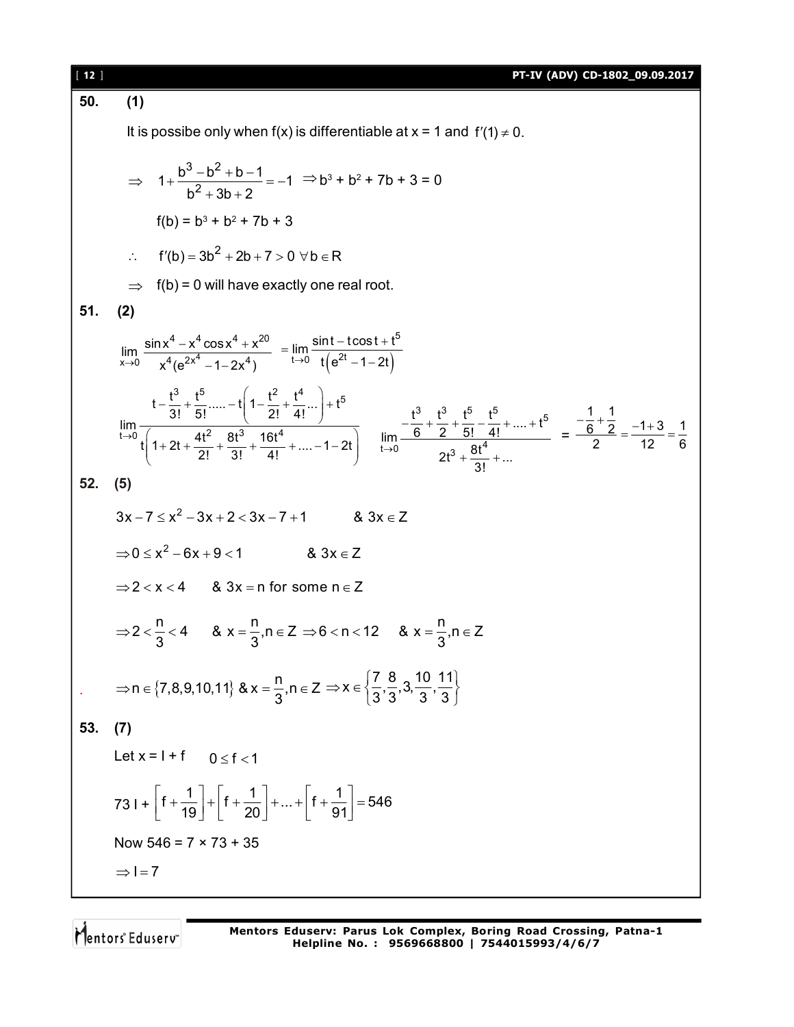**50. (1)**

It is possibe only when f(x) is differentiable at x = 1 and $f'(1) \neq 0$.

$$\Rightarrow \quad 1+\frac{b^3-b^2+b-1}{b^2+3b+2}=-1 \;\Rightarrow b^3+b^2+7b+3=0$$

$f(b) = b^3 + b^2 + 7b + 3$

$\therefore \quad f'(b) = 3b^2 + 2b + 7 > 0 \;\forall b \in R$

$\Rightarrow$ f(b) = 0 will have exactly one real root.

**51. (2)**

$$\lim_{x\to 0}\frac{\sin x^4 - x^4\cos x^4 + x^{20}}{x^4(e^{2x^4}-1-2x^4)} = \lim_{t\to 0}\frac{\sin t - t\cos t + t^5}{t\left(e^{2t}-1-2t\right)}$$

$$\lim_{t\to 0}\frac{t-\frac{t^3}{3!}+\frac{t^5}{5!}.....-t\left(1-\frac{t^2}{2!}+\frac{t^4}{4!}...\right)+t^5}{t\left(1+2t+\frac{4t^2}{2!}+\frac{8t^3}{3!}+\frac{16t^4}{4!}+....-1-2t\right)} \quad \lim_{t\to 0}\frac{-\frac{t^3}{6}+\frac{t^3}{2}+\frac{t^5}{5!}-\frac{t^5}{4!}+....+t^5}{2t^3+\frac{8t^4}{3!}+...} = \frac{-\frac{1}{6}+\frac{1}{2}}{2} = \frac{-1+3}{12} = \frac{1}{6}$$

**52. (5)**

$3x-7 \le x^2-3x+2 < 3x-7+1 \qquad \& \; 3x \in Z$

$\Rightarrow 0 \le x^2-6x+9 < 1 \qquad \& \; 3x \in Z$

$\Rightarrow 2 < x < 4 \quad \& \; 3x = n \text{ for some } n \in Z$

$\Rightarrow 2 < \frac{n}{3} < 4 \quad \& \; x = \frac{n}{3}, n \in Z \Rightarrow 6 < n < 12 \quad \& \; x = \frac{n}{3}, n \in Z$

$\Rightarrow n \in \{7,8,9,10,11\} \;\&\; x = \frac{n}{3}, n \in Z \Rightarrow x \in \left\{\frac{7}{3},\frac{8}{3},3,\frac{10}{3},\frac{11}{3}\right\}$

**53. (7)**

Let x = I + f $\quad 0 \le f < 1$

$$73\,I + \left[f+\frac{1}{19}\right]+\left[f+\frac{1}{20}\right]+...+\left[f+\frac{1}{91}\right]=546$$

Now 546 = 7 × 73 + 35

$\Rightarrow I = 7$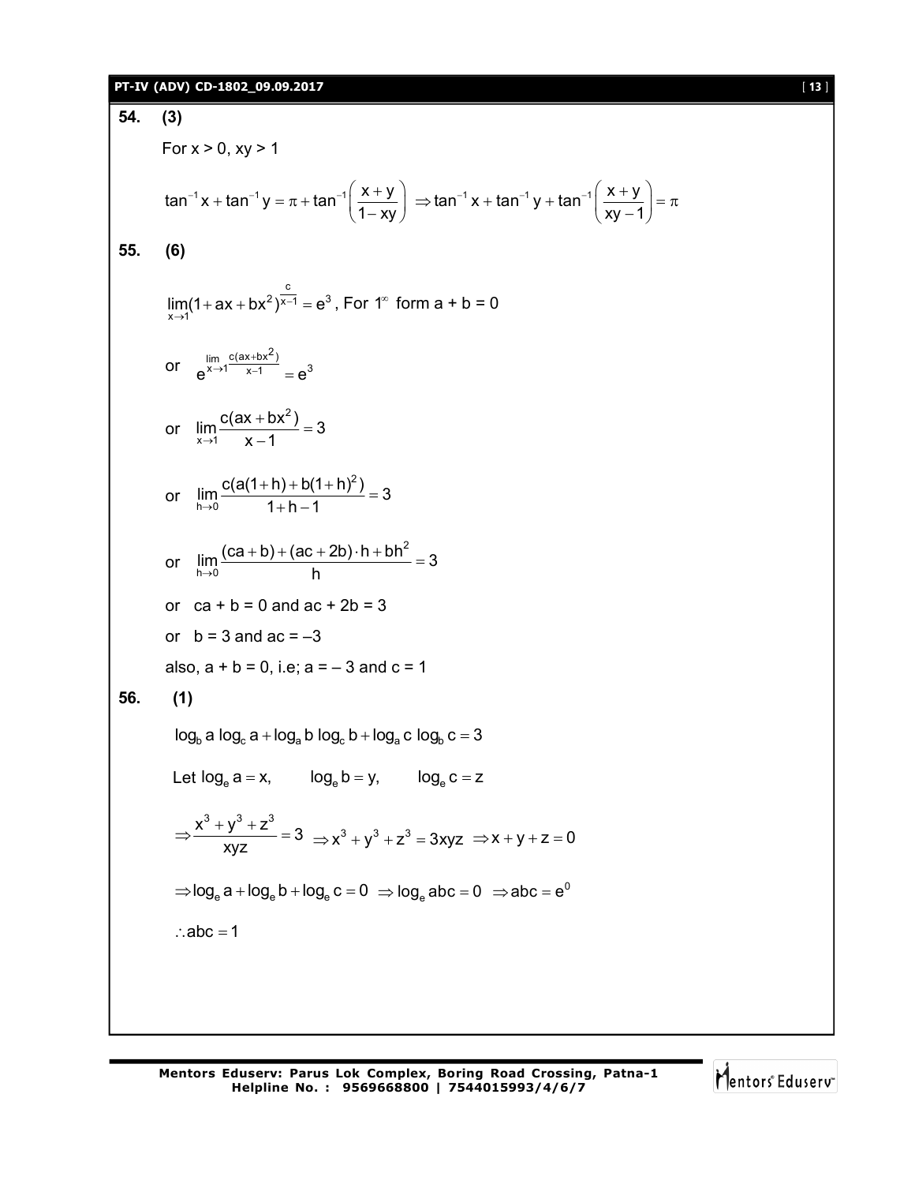**54. (3)**

For x > 0, xy > 1

$$\tan^{-1}x + \tan^{-1}y = \pi + \tan^{-1}\left(\frac{x+y}{1-xy}\right) \Rightarrow \tan^{-1}x + \tan^{-1}y + \tan^{-1}\left(\frac{x+y}{xy-1}\right) = \pi$$

**55. (6)**

$\lim\limits_{x\to 1}(1+ax+bx^2)^{\frac{c}{x-1}} = e^3$, For $1^{\infty}$ form a + b = 0

or $e^{\lim\limits_{x\to 1}\frac{c(ax+bx^2)}{x-1}} = e^3$

or $\lim\limits_{x\to 1}\dfrac{c(ax+bx^2)}{x-1} = 3$

or $\lim\limits_{h\to 0}\dfrac{c(a(1+h)+b(1+h)^2)}{1+h-1} = 3$

or $\lim\limits_{h\to 0}\dfrac{(ca+b)+(ac+2b)\cdot h + bh^2}{h} = 3$

or ca + b = 0 and ac + 2b = 3

or b = 3 and ac = –3

also, a + b = 0, i.e; a = – 3 and c = 1

**56. (1)**

$$\log_b a \log_c a + \log_a b \log_c b + \log_a c \log_b c = 3$$

Let $\log_e a = x, \quad \log_e b = y, \quad \log_e c = z$

$$\Rightarrow \frac{x^3+y^3+z^3}{xyz} = 3 \Rightarrow x^3+y^3+z^3 = 3xyz \Rightarrow x+y+z=0$$

$$\Rightarrow \log_e a + \log_e b + \log_e c = 0 \Rightarrow \log_e abc = 0 \Rightarrow abc = e^0$$

$\therefore abc = 1$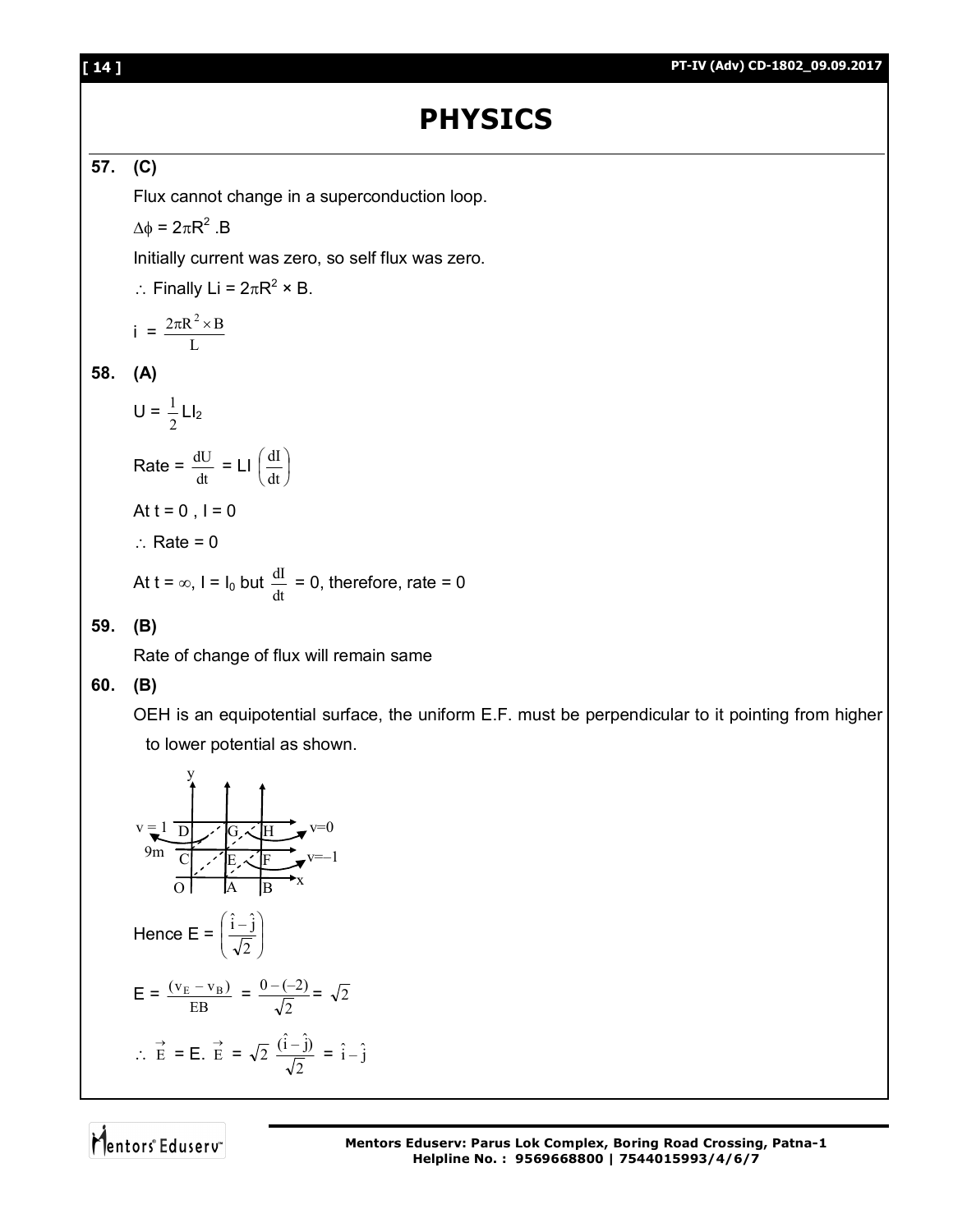# PHYSICS

**57. (C)**

Flux cannot change in a superconduction loop.

$\Delta\phi = 2\pi R^2 .B$

Initially current was zero, so self flux was zero.

$\therefore$ Finally $Li = 2\pi R^2 \times B$.

$$i = \frac{2\pi R^2 \times B}{L}$$

**58. (A)**

$U = \frac{1}{2} L I_2$

Rate = $\frac{dU}{dt} = LI\left(\frac{dI}{dt}\right)$

At t = 0 , I = 0

$\therefore$ Rate = 0

At $t = \infty$, $I = I_0$ but $\frac{dI}{dt} = 0$, therefore, rate = 0

**59. (B)**

Rate of change of flux will remain same

**60. (B)**

OEH is an equipotential surface, the uniform E.F. must be perpendicular to it pointing from higher to lower potential as shown.

Hence $E = \left(\frac{\hat{i} - \hat{j}}{\sqrt{2}}\right)$

$$E = \frac{(v_E - v_B)}{EB} = \frac{0 - (-2)}{\sqrt{2}} = \sqrt{2}$$

$$\therefore \vec{E} = E.\ \vec{E} = \sqrt{2}\ \frac{(\hat{i} - \hat{j})}{\sqrt{2}} = \hat{i} - \hat{j}$$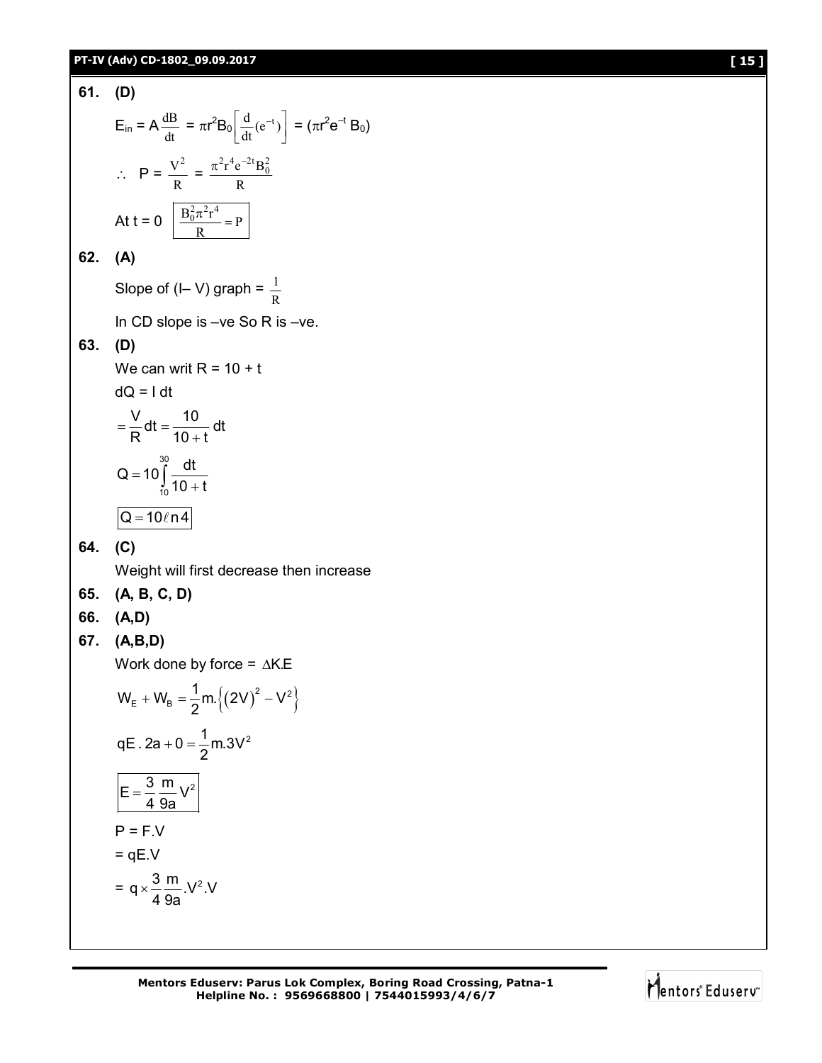**61. (D)**

$E_{in} = A\frac{dB}{dt} = \pi r^2 B_0\left[\frac{d}{dt}(e^{-t})\right] = (\pi r^2 e^{-t} B_0)$

$\therefore \quad P = \frac{V^2}{R} = \frac{\pi^2 r^4 e^{-2t} B_0^2}{R}$

At t = 0 $\boxed{\frac{B_0^2 \pi^2 r^4}{R} = P}$

**62. (A)**

Slope of (I– V) graph = $\frac{1}{R}$

In CD slope is –ve So R is –ve.

**63. (D)**

We can writ R = 10 + t

dQ = I dt

$= \frac{V}{R}dt = \frac{10}{10+t}dt$

$Q = 10\int_{10}^{30} \frac{dt}{10+t}$

$\boxed{Q = 10\ell n 4}$

**64. (C)**

Weight will first decrease then increase

**65. (A, B, C, D)**

**66. (A,D)**

**67. (A,B,D)**

Work done by force = $\Delta$K.E

$W_E + W_B = \frac{1}{2}m.\left\{(2V)^2 - V^2\right\}$

$qE \,.\, 2a + 0 = \frac{1}{2}m.3V^2$

$\boxed{E = \frac{3}{4}\frac{m}{9a}V^2}$

P = F.V

= qE.V

$= q \times \frac{3}{4}\frac{m}{9a}.V^2.V$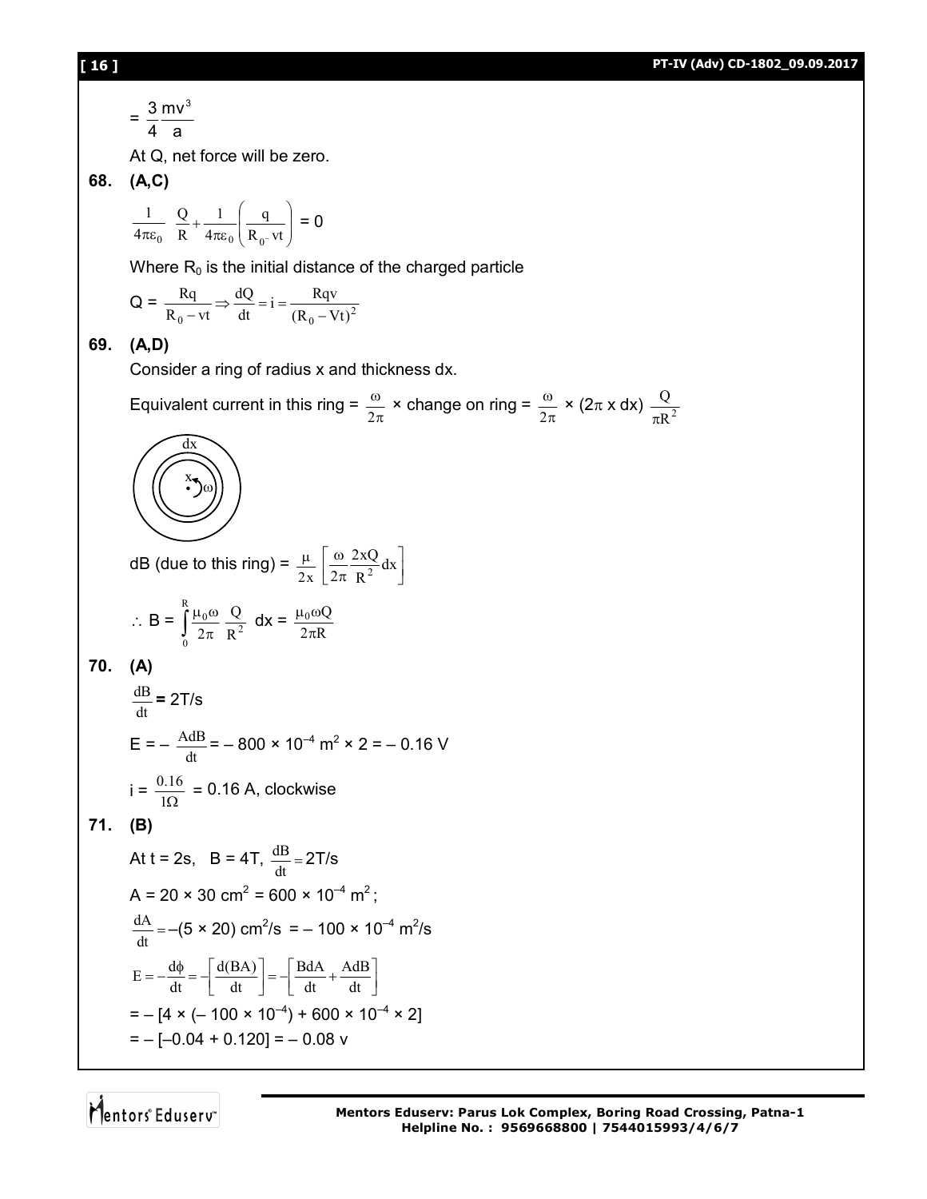$= \frac{3}{4}\frac{mv^3}{a}$

At Q, net force will be zero.

**68. (A,C)**

$$\frac{1}{4\pi\varepsilon_0}\ \frac{Q}{R} + \frac{1}{4\pi\varepsilon_0}\left(\frac{q}{R_0 - vt}\right) = 0$$

Where $R_0$ is the initial distance of the charged particle

$$Q = \frac{Rq}{R_0 - vt} \Rightarrow \frac{dQ}{dt} = i = \frac{Rqv}{(R_0 - Vt)^2}$$

**69. (A,D)**

Consider a ring of radius x and thickness dx.

Equivalent current in this ring = $\frac{\omega}{2\pi}$ × change on ring = $\frac{\omega}{2\pi}$ × $(2\pi\, x\, dx)\ \frac{Q}{\pi R^2}$

dB (due to this ring) = $\frac{\mu}{2x}\left[\frac{\omega}{2\pi}\frac{2xQ}{R^2}dx\right]$

$$\therefore\ B = \int_0^R \frac{\mu_0\omega}{2\pi}\ \frac{Q}{R^2}\ dx = \frac{\mu_0\omega Q}{2\pi R}$$

**70. (A)**

$\frac{dB}{dt} = 2$ T/s

$E = -\ \frac{AdB}{dt} = -\ 800 \times 10^{-4}\ m^2 \times 2 = -\ 0.16$ V

$i = \frac{0.16}{1\Omega} = 0.16$ A, clockwise

**71. (B)**

At t = 2s, B = 4T, $\frac{dB}{dt} = 2$T/s

$A = 20 \times 30\ cm^2 = 600 \times 10^{-4}\ m^2$;

$\frac{dA}{dt} = -(5 \times 20)\ cm^2/s = -\ 100 \times 10^{-4}\ m^2/s$

$$E = -\frac{d\phi}{dt} = -\left[\frac{d(BA)}{dt}\right] = -\left[\frac{BdA}{dt} + \frac{AdB}{dt}\right]$$

$= -\ [4 \times (-\ 100 \times 10^{-4}) + 600 \times 10^{-4} \times 2]$

$= -\ [-0.04 + 0.120] = -\ 0.08$ v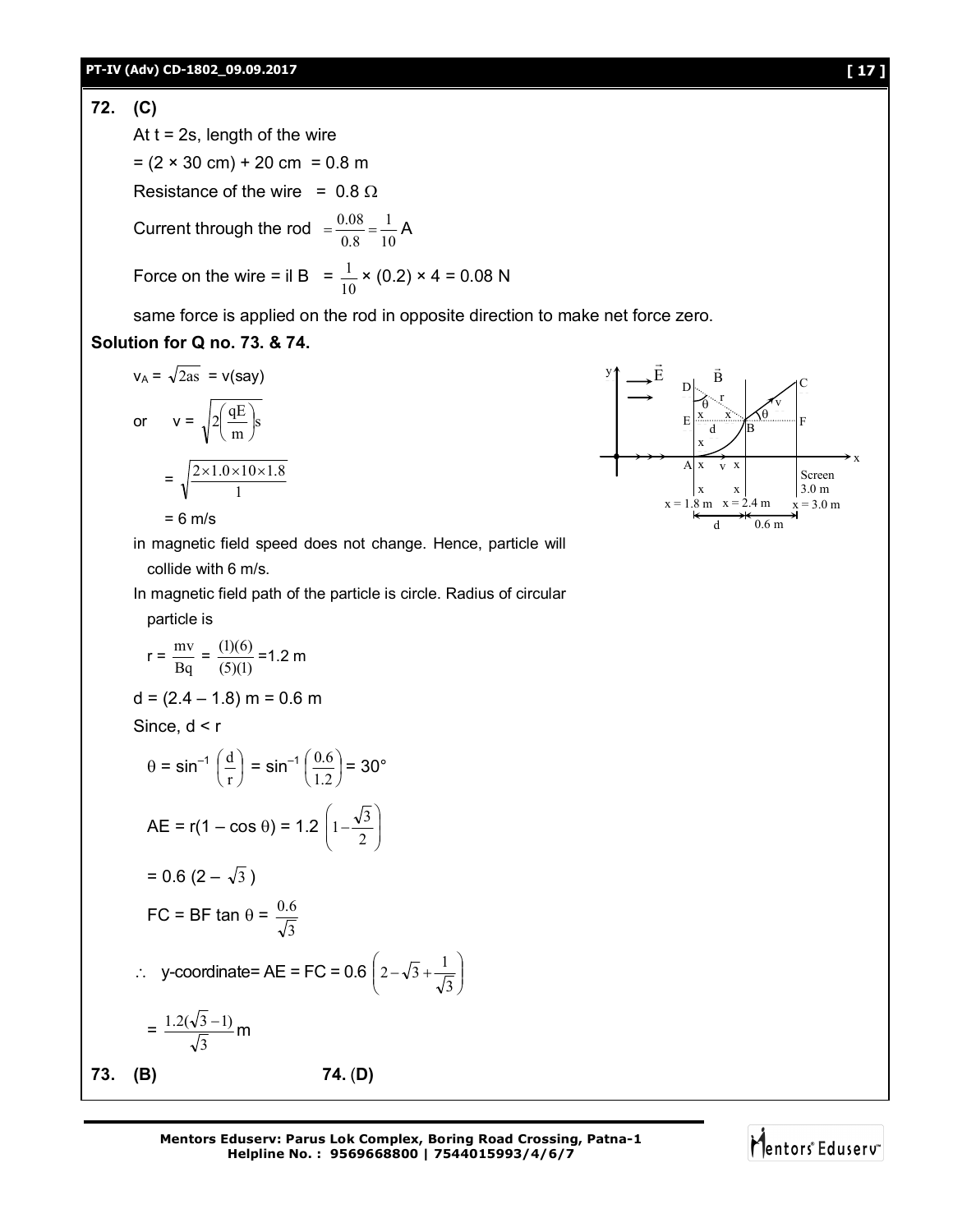**72. (C)**

At t = 2s, length of the wire

= (2 × 30 cm) + 20 cm = 0.8 m

Resistance of the wire = 0.8 Ω

Current through the rod $= \frac{0.08}{0.8} = \frac{1}{10}$ A

Force on the wire = il B $= \frac{1}{10} \times (0.2) \times 4 = 0.08$ N

same force is applied on the rod in opposite direction to make net force zero.

**Solution for Q no. 73. & 74.**

$v_A = \sqrt{2as}$ = v(say)

or $\quad v = \sqrt{2\left(\frac{qE}{m}\right)s}$

$= \sqrt{\frac{2 \times 1.0 \times 10 \times 1.8}{1}}$

= 6 m/s

in magnetic field speed does not change. Hence, particle will collide with 6 m/s.

In magnetic field path of the particle is circle. Radius of circular particle is

$r = \frac{mv}{Bq} = \frac{(1)(6)}{(5)(1)} = 1.2$ m

d = (2.4 – 1.8) m = 0.6 m

Since, d < r

$\theta = \sin^{-1}\left(\frac{d}{r}\right) = \sin^{-1}\left(\frac{0.6}{1.2}\right) = 30°$

$AE = r(1 - \cos\theta) = 1.2\left(1 - \frac{\sqrt{3}}{2}\right)$

$= 0.6\,(2 - \sqrt{3})$

$FC = BF \tan\theta = \frac{0.6}{\sqrt{3}}$

$\therefore$ y-coordinate= AE = FC $= 0.6\left(2 - \sqrt{3} + \frac{1}{\sqrt{3}}\right)$

$= \frac{1.2(\sqrt{3} - 1)}{\sqrt{3}}$ m

**73. (B)** **74. (D)**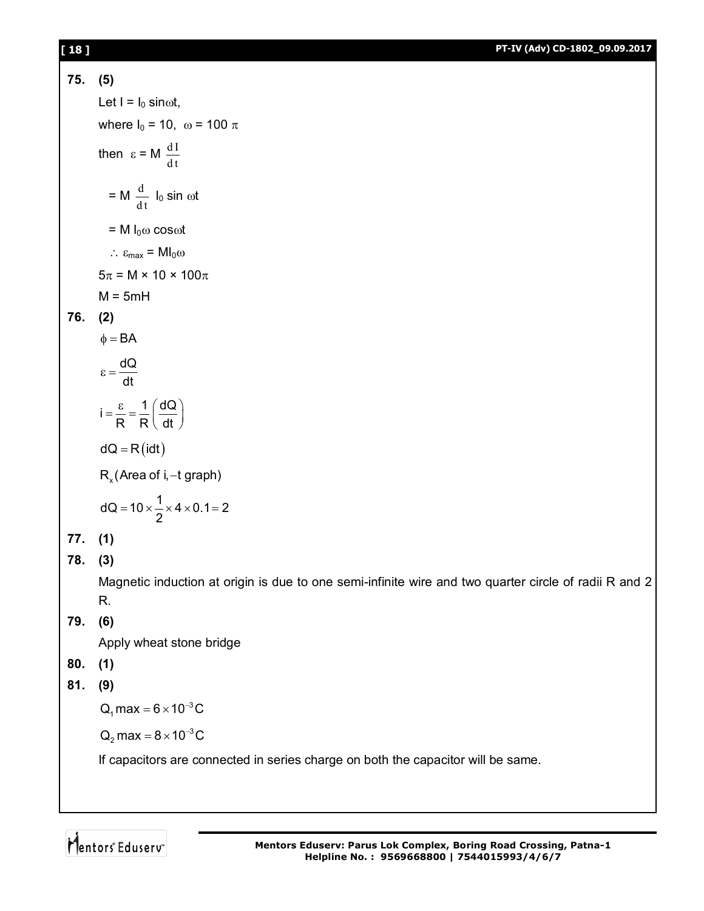**75. (5)**

Let $I = I_0 \sin\omega t$,

where $I_0 = 10$, $\omega = 100\pi$

then $\varepsilon = M\dfrac{dI}{dt}$

$= M\dfrac{d}{dt} I_0 \sin\omega t$

$= M I_0 \omega \cos\omega t$

$\therefore \varepsilon_{max} = M I_0 \omega$

$5\pi = M \times 10 \times 100\pi$

$M = 5mH$

**76. (2)**

$\phi = BA$

$\varepsilon = \dfrac{dQ}{dt}$

$i = \dfrac{\varepsilon}{R} = \dfrac{1}{R}\left(\dfrac{dQ}{dt}\right)$

$dQ = R(idt)$

$R_x$(Area of i, –t graph)

$dQ = 10 \times \dfrac{1}{2} \times 4 \times 0.1 = 2$

**77. (1)**

**78. (3)**

Magnetic induction at origin is due to one semi-infinite wire and two quarter circle of radii R and 2 R.

**79. (6)**

Apply wheat stone bridge

**80. (1)**

**81. (9)**

$Q_1 \max = 6 \times 10^{-3} C$

$Q_2 \max = 8 \times 10^{-3} C$

If capacitors are connected in series charge on both the capacitor will be same.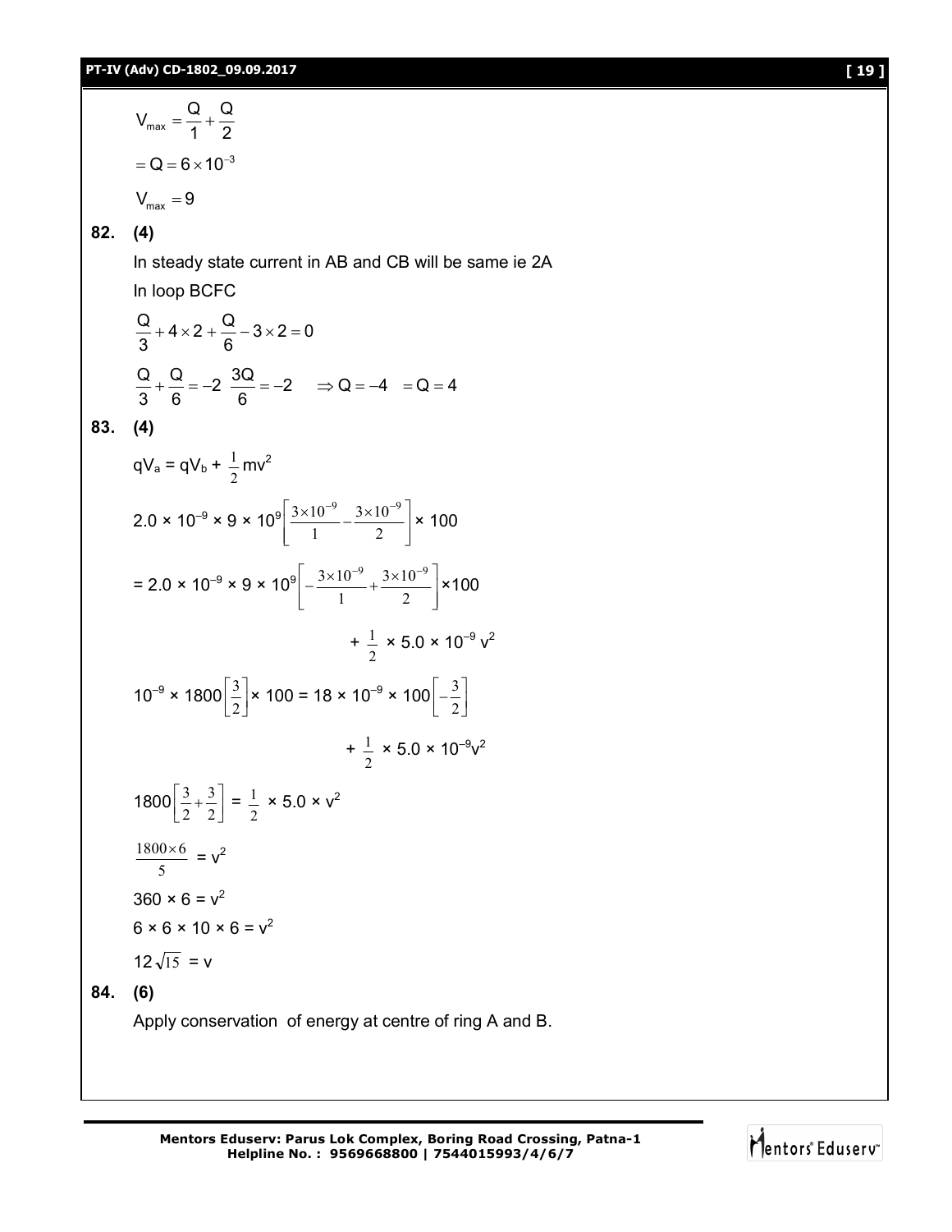$$V_{max} = \frac{Q}{1} + \frac{Q}{2}$$

$$= Q = 6 \times 10^{-3}$$

$$V_{max} = 9$$

**82. (4)**

In steady state current in AB and CB will be same ie 2A

In loop BCFC

$$\frac{Q}{3} + 4 \times 2 + \frac{Q}{6} - 3 \times 2 = 0$$

$$\frac{Q}{3} + \frac{Q}{6} = -2 \quad \frac{3Q}{6} = -2 \quad \Rightarrow Q = -4 \quad = Q = 4$$

**83. (4)**

$qV_a = qV_b + \frac{1}{2}mv^2$

$$2.0 \times 10^{-9} \times 9 \times 10^{9}\left[\frac{3\times10^{-9}}{1} - \frac{3\times10^{-9}}{2}\right] \times 100$$

$$= 2.0 \times 10^{-9} \times 9 \times 10^{9}\left[-\frac{3\times10^{-9}}{1} + \frac{3\times10^{-9}}{2}\right] \times 100$$

$$+ \frac{1}{2} \times 5.0 \times 10^{-9}\, v^2$$

$$10^{-9} \times 1800\left[\frac{3}{2}\right] \times 100 = 18 \times 10^{-9} \times 100\left[-\frac{3}{2}\right]$$

$$+ \frac{1}{2} \times 5.0 \times 10^{-9} v^2$$

$$1800\left[\frac{3}{2} + \frac{3}{2}\right] = \frac{1}{2} \times 5.0 \times v^2$$

$$\frac{1800 \times 6}{5} = v^2$$

$$360 \times 6 = v^2$$

$$6 \times 6 \times 10 \times 6 = v^2$$

$$12\sqrt{15} = v$$

**84. (6)**

Apply conservation of energy at centre of ring A and B.